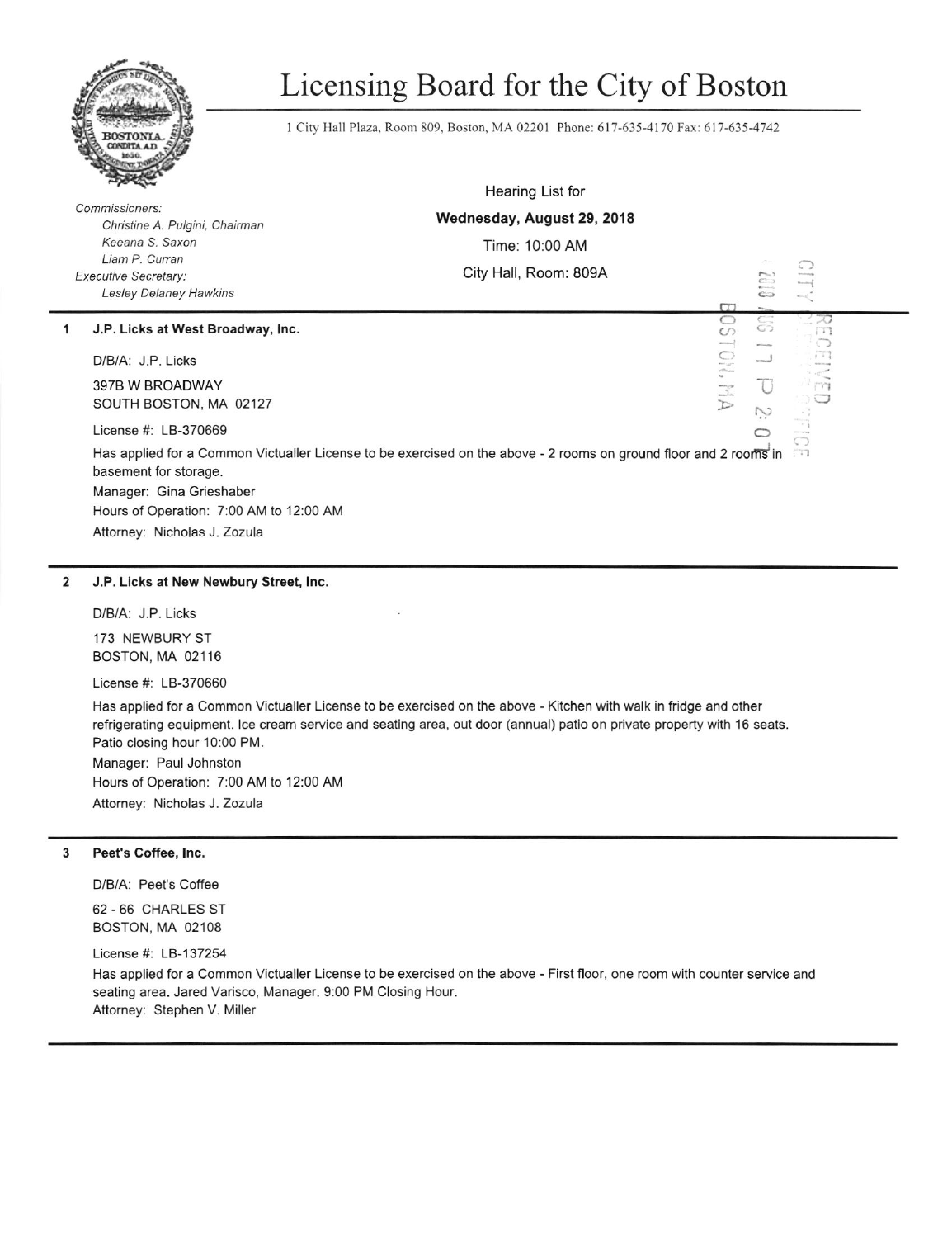# Licensing Board for the City of Boston

1 City Hall Plaza, Room 809, Boston, MA 02201 Phone: 617-635-4170 Fax: 617-635-4742

*Commissioners:*
*Christine A. Pulgini, Chairman*
*Keeana S. Saxon*
*Liam P. Curran*
*Executive Secretary:*
*Lesley Delaney Hawkins*

Hearing List for
**Wednesday, August 29, 2018**
Time: 10:00 AM
City Hall, Room: 809A

CITY CLERK'S OFFICE RECEIVED
2018 AUG 17 P 2:07
BOSTON, MA

---

**1 J.P. Licks at West Broadway, Inc.**

D/B/A: J.P. Licks

397B W BROADWAY
SOUTH BOSTON, MA 02127

License #: LB-370669

Has applied for a Common Victualler License to be exercised on the above - 2 rooms on ground floor and 2 rooms in basement for storage.
Manager: Gina Grieshaber
Hours of Operation: 7:00 AM to 12:00 AM
Attorney: Nicholas J. Zozula

---

**2 J.P. Licks at New Newbury Street, Inc.**

D/B/A: J.P. Licks

173 NEWBURY ST
BOSTON, MA 02116

License #: LB-370660

Has applied for a Common Victualler License to be exercised on the above - Kitchen with walk in fridge and other refrigerating equipment. Ice cream service and seating area, out door (annual) patio on private property with 16 seats. Patio closing hour 10:00 PM.
Manager: Paul Johnston
Hours of Operation: 7:00 AM to 12:00 AM
Attorney: Nicholas J. Zozula

---

**3 Peet's Coffee, Inc.**

D/B/A: Peet's Coffee

62 - 66 CHARLES ST
BOSTON, MA 02108

License #: LB-137254

Has applied for a Common Victualler License to be exercised on the above - First floor, one room with counter service and seating area. Jared Varisco, Manager. 9:00 PM Closing Hour.
Attorney: Stephen V. Miller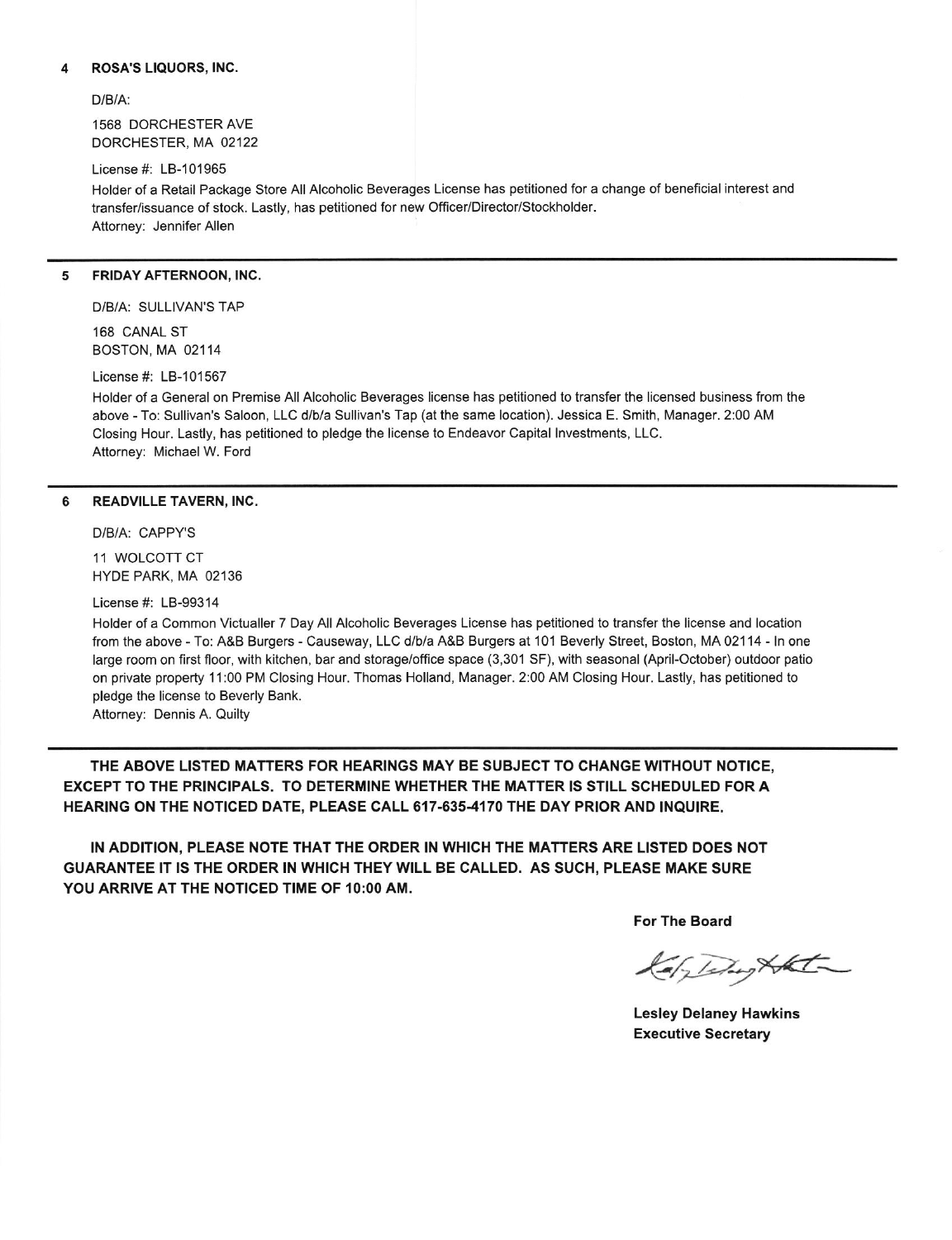## 4 ROSA'S LIQUORS, INC.

D/B/A:

1568 DORCHESTER AVE
DORCHESTER, MA 02122

License #: LB-101965

Holder of a Retail Package Store All Alcoholic Beverages License has petitioned for a change of beneficial interest and transfer/issuance of stock. Lastly, has petitioned for new Officer/Director/Stockholder.
Attorney: Jennifer Allen

---

## 5 FRIDAY AFTERNOON, INC.

D/B/A: SULLIVAN'S TAP

168 CANAL ST
BOSTON, MA 02114

License #: LB-101567

Holder of a General on Premise All Alcoholic Beverages license has petitioned to transfer the licensed business from the above - To: Sullivan's Saloon, LLC d/b/a Sullivan's Tap (at the same location). Jessica E. Smith, Manager. 2:00 AM Closing Hour. Lastly, has petitioned to pledge the license to Endeavor Capital Investments, LLC.
Attorney: Michael W. Ford

---

## 6 READVILLE TAVERN, INC.

D/B/A: CAPPY'S

11 WOLCOTT CT
HYDE PARK, MA 02136

License #: LB-99314

Holder of a Common Victualler 7 Day All Alcoholic Beverages License has petitioned to transfer the license and location from the above - To: A&B Burgers - Causeway, LLC d/b/a A&B Burgers at 101 Beverly Street, Boston, MA 02114 - In one large room on first floor, with kitchen, bar and storage/office space (3,301 SF), with seasonal (April-October) outdoor patio on private property 11:00 PM Closing Hour. Thomas Holland, Manager. 2:00 AM Closing Hour. Lastly, has petitioned to pledge the license to Beverly Bank.
Attorney: Dennis A. Quilty

---

**THE ABOVE LISTED MATTERS FOR HEARINGS MAY BE SUBJECT TO CHANGE WITHOUT NOTICE, EXCEPT TO THE PRINCIPALS. TO DETERMINE WHETHER THE MATTER IS STILL SCHEDULED FOR A HEARING ON THE NOTICED DATE, PLEASE CALL 617-635-4170 THE DAY PRIOR AND INQUIRE.**

**IN ADDITION, PLEASE NOTE THAT THE ORDER IN WHICH THE MATTERS ARE LISTED DOES NOT GUARANTEE IT IS THE ORDER IN WHICH THEY WILL BE CALLED. AS SUCH, PLEASE MAKE SURE YOU ARRIVE AT THE NOTICED TIME OF 10:00 AM.**

**For The Board**

**Lesley Delaney Hawkins**
**Executive Secretary**